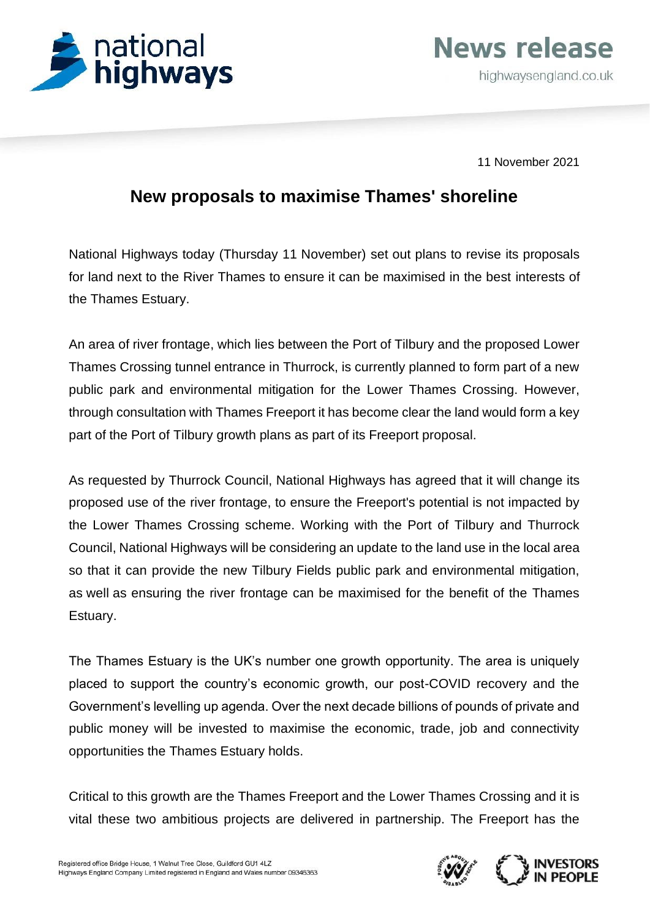# News release

highwaysengland.co.uk

11 November 2021

## New proposals to maximise Thames' shoreline

National Highways today (Thursday 11 November) set out plans to revise its proposals for land next to the River Thames to ensure it can be maximised in the best interests of the Thames Estuary.

An area of river frontage, which lies between the Port of Tilbury and the proposed Lower Thames Crossing tunnel entrance in Thurrock, is currently planned to form part of a new public park and environmental mitigation for the Lower Thames Crossing. However, through consultation with Thames Freeport it has become clear the land would form a key part of the Port of Tilbury growth plans as part of its Freeport proposal.

As requested by Thurrock Council, National Highways has agreed that it will change its proposed use of the river frontage, to ensure the Freeport's potential is not impacted by the Lower Thames Crossing scheme. Working with the Port of Tilbury and Thurrock Council, National Highways will be considering an update to the land use in the local area so that it can provide the new Tilbury Fields public park and environmental mitigation, as well as ensuring the river frontage can be maximised for the benefit of the Thames Estuary.

The Thames Estuary is the UK's number one growth opportunity. The area is uniquely placed to support the country's economic growth, our post-COVID recovery and the Government's levelling up agenda. Over the next decade billions of pounds of private and public money will be invested to maximise the economic, trade, job and connectivity opportunities the Thames Estuary holds.

Critical to this growth are the Thames Freeport and the Lower Thames Crossing and it is vital these two ambitious projects are delivered in partnership. The Freeport has the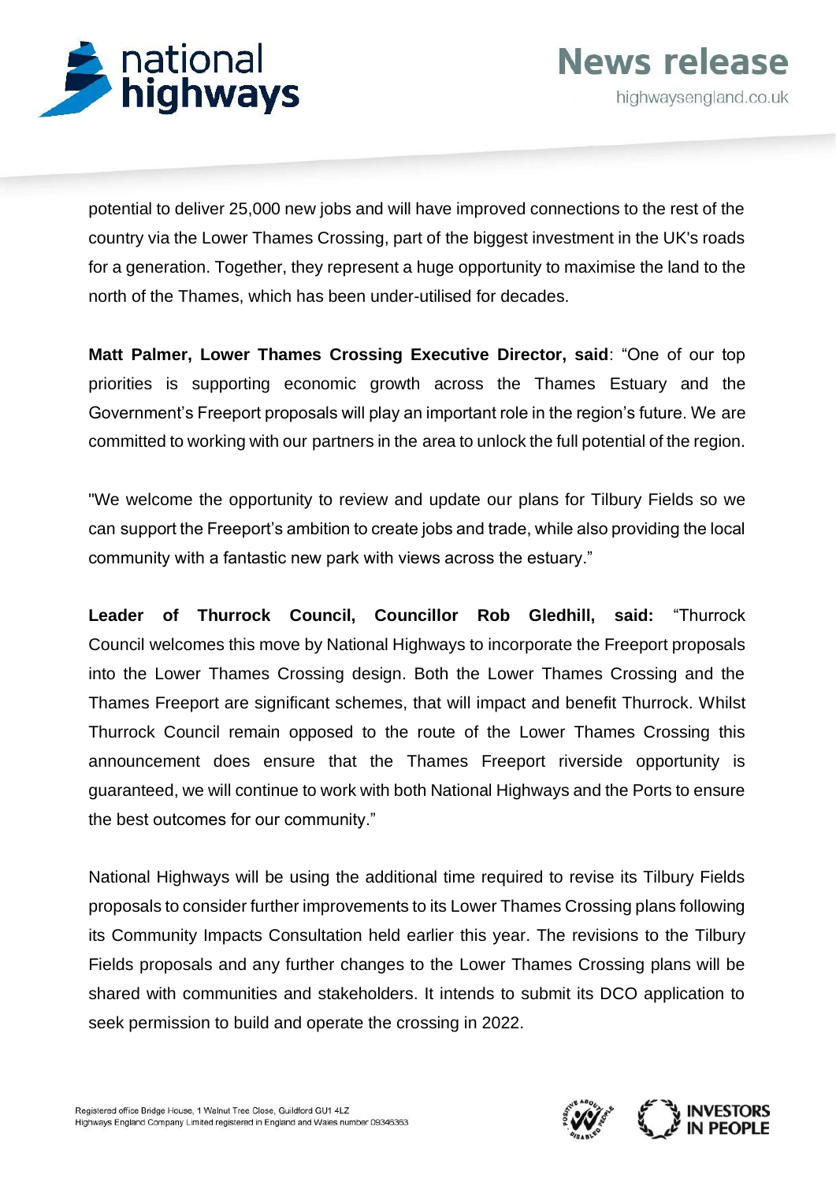potential to deliver 25,000 new jobs and will have improved connections to the rest of the country via the Lower Thames Crossing, part of the biggest investment in the UK's roads for a generation. Together, they represent a huge opportunity to maximise the land to the north of the Thames, which has been under-utilised for decades.

**Matt Palmer, Lower Thames Crossing Executive Director, said**: "One of our top priorities is supporting economic growth across the Thames Estuary and the Government's Freeport proposals will play an important role in the region's future. We are committed to working with our partners in the area to unlock the full potential of the region.

"We welcome the opportunity to review and update our plans for Tilbury Fields so we can support the Freeport's ambition to create jobs and trade, while also providing the local community with a fantastic new park with views across the estuary."

**Leader of Thurrock Council, Councillor Rob Gledhill, said:** "Thurrock Council welcomes this move by National Highways to incorporate the Freeport proposals into the Lower Thames Crossing design. Both the Lower Thames Crossing and the Thames Freeport are significant schemes, that will impact and benefit Thurrock. Whilst Thurrock Council remain opposed to the route of the Lower Thames Crossing this announcement does ensure that the Thames Freeport riverside opportunity is guaranteed, we will continue to work with both National Highways and the Ports to ensure the best outcomes for our community."

National Highways will be using the additional time required to revise its Tilbury Fields proposals to consider further improvements to its Lower Thames Crossing plans following its Community Impacts Consultation held earlier this year. The revisions to the Tilbury Fields proposals and any further changes to the Lower Thames Crossing plans will be shared with communities and stakeholders. It intends to submit its DCO application to seek permission to build and operate the crossing in 2022.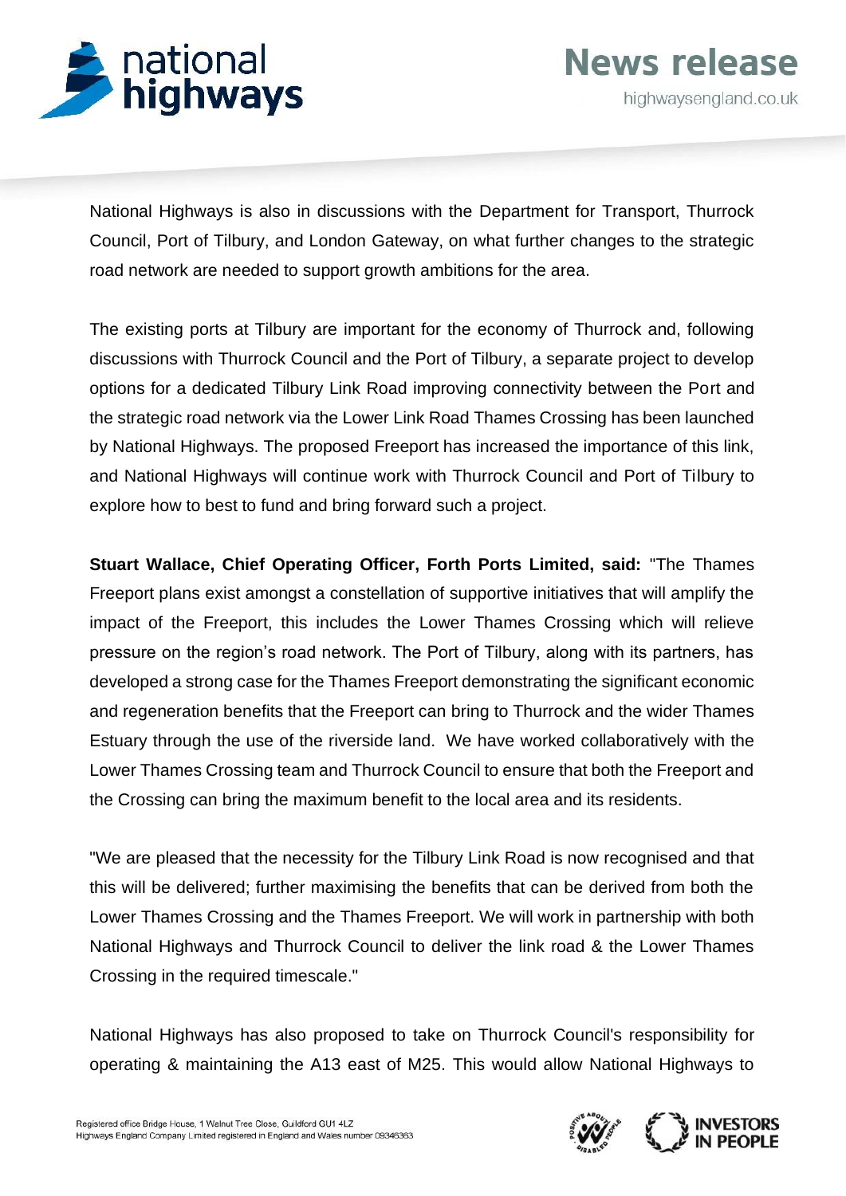National Highways is also in discussions with the Department for Transport, Thurrock Council, Port of Tilbury, and London Gateway, on what further changes to the strategic road network are needed to support growth ambitions for the area.

The existing ports at Tilbury are important for the economy of Thurrock and, following discussions with Thurrock Council and the Port of Tilbury, a separate project to develop options for a dedicated Tilbury Link Road improving connectivity between the Port and the strategic road network via the Lower Link Road Thames Crossing has been launched by National Highways. The proposed Freeport has increased the importance of this link, and National Highways will continue work with Thurrock Council and Port of Tilbury to explore how to best to fund and bring forward such a project.

**Stuart Wallace, Chief Operating Officer, Forth Ports Limited, said:** "The Thames Freeport plans exist amongst a constellation of supportive initiatives that will amplify the impact of the Freeport, this includes the Lower Thames Crossing which will relieve pressure on the region's road network. The Port of Tilbury, along with its partners, has developed a strong case for the Thames Freeport demonstrating the significant economic and regeneration benefits that the Freeport can bring to Thurrock and the wider Thames Estuary through the use of the riverside land. We have worked collaboratively with the Lower Thames Crossing team and Thurrock Council to ensure that both the Freeport and the Crossing can bring the maximum benefit to the local area and its residents.

"We are pleased that the necessity for the Tilbury Link Road is now recognised and that this will be delivered; further maximising the benefits that can be derived from both the Lower Thames Crossing and the Thames Freeport. We will work in partnership with both National Highways and Thurrock Council to deliver the link road & the Lower Thames Crossing in the required timescale."

National Highways has also proposed to take on Thurrock Council's responsibility for operating & maintaining the A13 east of M25. This would allow National Highways to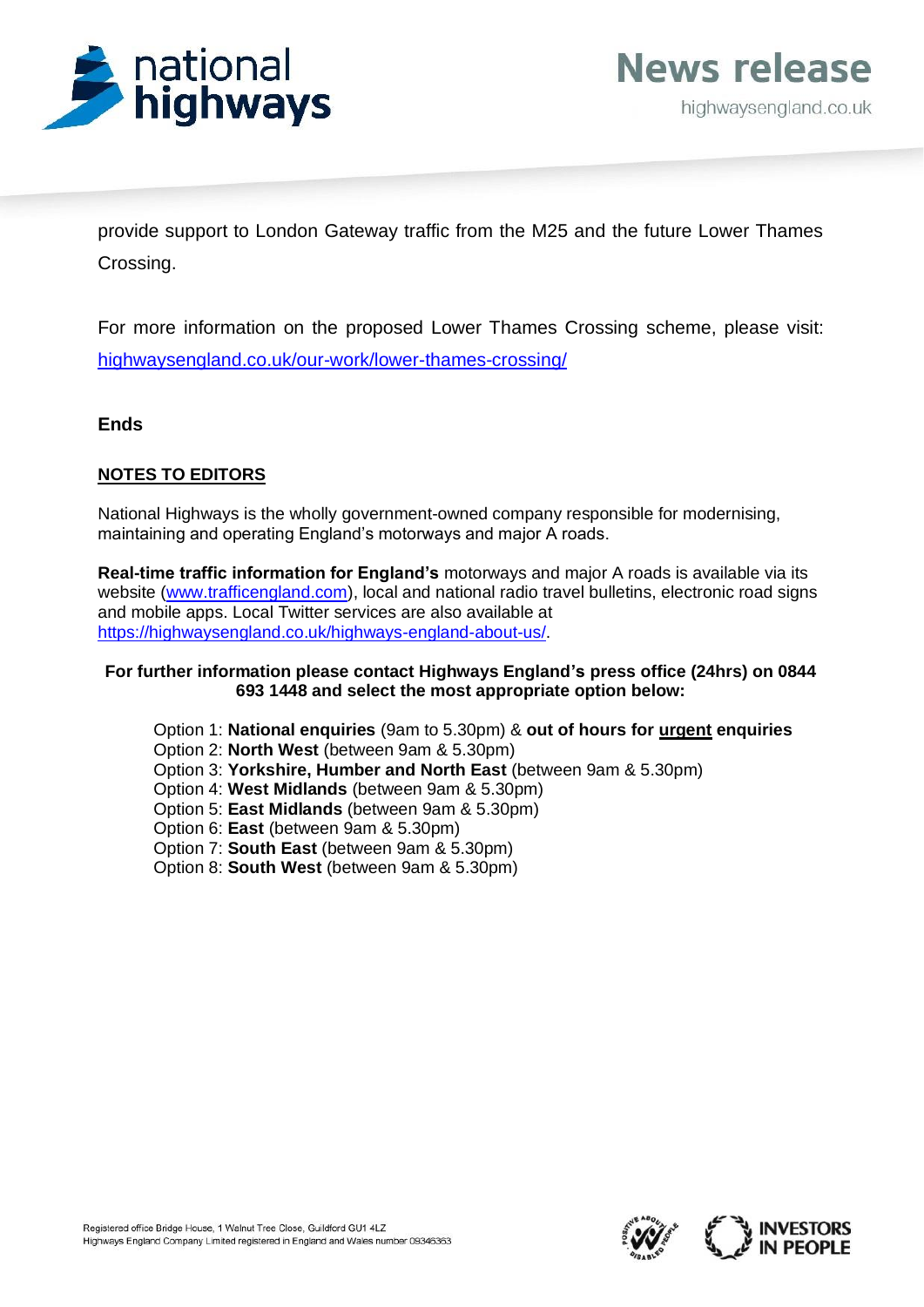provide support to London Gateway traffic from the M25 and the future Lower Thames Crossing.

For more information on the proposed Lower Thames Crossing scheme, please visit: [highwaysengland.co.uk/our-work/lower-thames-crossing/](highwaysengland.co.uk/our-work/lower-thames-crossing/)

**Ends**

**NOTES TO EDITORS**

National Highways is the wholly government-owned company responsible for modernising, maintaining and operating England's motorways and major A roads.

**Real-time traffic information for England's** motorways and major A roads is available via its website ([www.trafficengland.com](www.trafficengland.com)), local and national radio travel bulletins, electronic road signs and mobile apps. Local Twitter services are also available at [https://highwaysengland.co.uk/highways-england-about-us/](https://highwaysengland.co.uk/highways-england-about-us/).

**For further information please contact Highways England's press office (24hrs) on 0844 693 1448 and select the most appropriate option below:**

Option 1: **National enquiries** (9am to 5.30pm) & **out of hours for urgent enquiries**
Option 2: **North West** (between 9am & 5.30pm)
Option 3: **Yorkshire, Humber and North East** (between 9am & 5.30pm)
Option 4: **West Midlands** (between 9am & 5.30pm)
Option 5: **East Midlands** (between 9am & 5.30pm)
Option 6: **East** (between 9am & 5.30pm)
Option 7: **South East** (between 9am & 5.30pm)
Option 8: **South West** (between 9am & 5.30pm)

Registered office Bridge House, 1 Walnut Tree Close, Guildford GU1 4LZ
Highways England Company Limited registered in England and Wales number 09346363